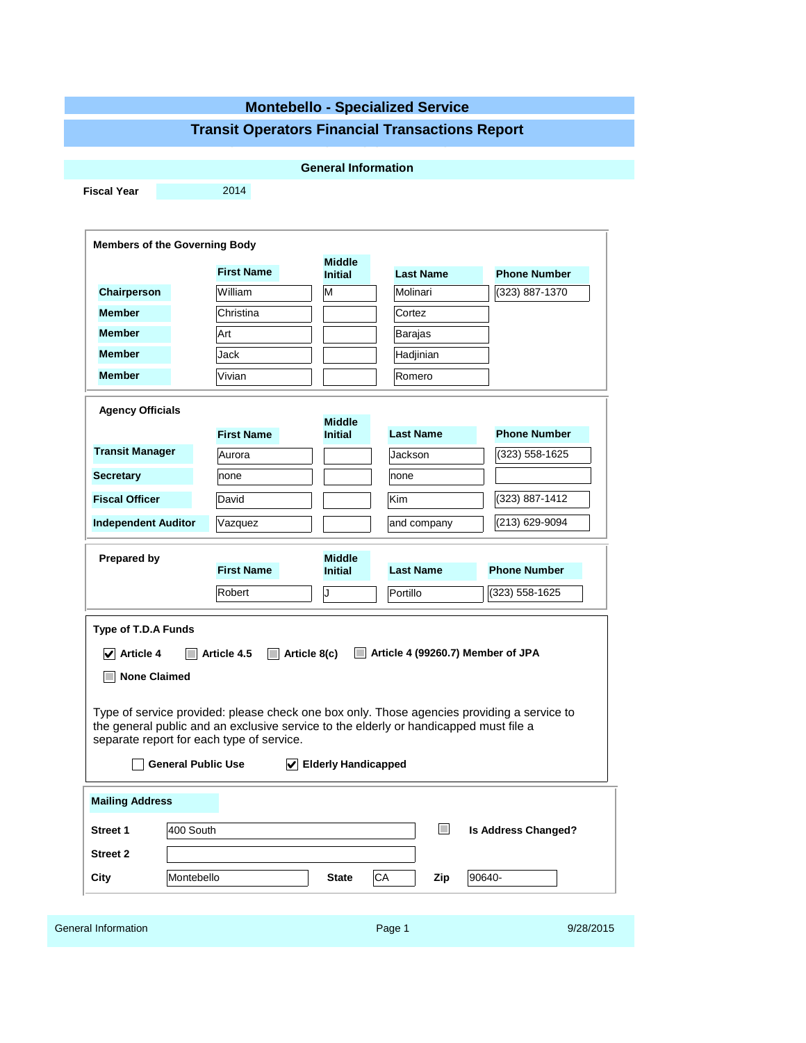# Montebello - Specialized Service

## Transit Operators Financial Transactions Report

### General Information

**Fiscal Year** 2014

**Members of the Governing Body**

| | First Name | Middle Initial | Last Name | Phone Number |
|---|---|---|---|---|
| **Chairperson** | William | M | Molinari | (323) 887-1370 |
| **Member** | Christina | | Cortez | |
| **Member** | Art | | Barajas | |
| **Member** | Jack | | Hadjinian | |
| **Member** | Vivian | | Romero | |

**Agency Officials**

| | First Name | Middle Initial | Last Name | Phone Number |
|---|---|---|---|---|
| **Transit Manager** | Aurora | | Jackson | (323) 558-1625 |
| **Secretary** | none | | none | |
| **Fiscal Officer** | David | | Kim | (323) 887-1412 |
| **Independent Auditor** | Vazquez | | and company | (213) 629-9094 |

**Prepared by**

| First Name | Middle Initial | Last Name | Phone Number |
|---|---|---|---|
| Robert | J | Portillo | (323) 558-1625 |

**Type of T.D.A Funds**

- [x] **Article 4**
- [ ] **Article 4.5**
- [ ] **Article 8(c)**
- [ ] **Article 4 (99260.7) Member of JPA**
- [ ] **None Claimed**

Type of service provided: please check one box only. Those agencies providing a service to the general public and an exclusive service to the elderly or handicapped must file a separate report for each type of service.

- [ ] **General Public Use**
- [x] **Elderly Handicapped**

**Mailing Address**

| | | | | | |
|---|---|---|---|---|---|
| **Street 1** | 400 South | | | | |
| **Street 2** | | | | | |
| **City** | Montebello | **State** | CA | **Zip** | 90640- |

- [ ] **Is Address Changed?**

General Information 9/28/2015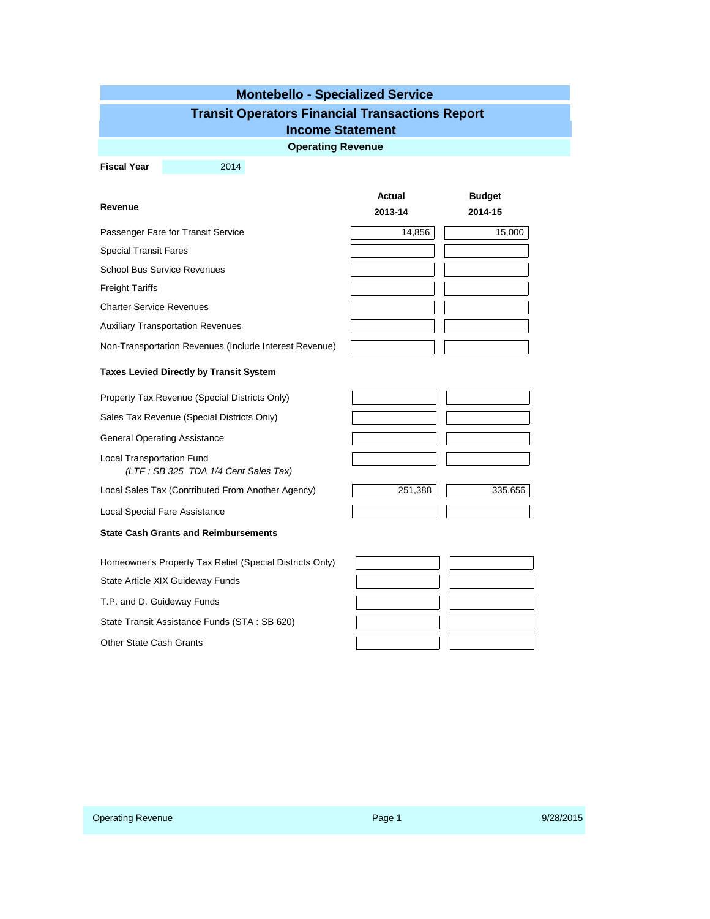# Montebello - Specialized Service

## Transit Operators Financial Transactions Report

## Income Statement

### Operating Revenue

**Fiscal Year** 2014

| **Revenue** | **Actual 2013-14** | **Budget 2014-15** |
|---|---|---|
| Passenger Fare for Transit Service | 14,856 | 15,000 |
| Special Transit Fares | | |
| School Bus Service Revenues | | |
| Freight Tariffs | | |
| Charter Service Revenues | | |
| Auxiliary Transportation Revenues | | |
| Non-Transportation Revenues (Include Interest Revenue) | | |
| **Taxes Levied Directly by Transit System** | | |
| Property Tax Revenue (Special Districts Only) | | |
| Sales Tax Revenue (Special Districts Only) | | |
| General Operating Assistance | | |
| Local Transportation Fund *(LTF : SB 325 TDA 1/4 Cent Sales Tax)* | | |
| Local Sales Tax (Contributed From Another Agency) | 251,388 | 335,656 |
| Local Special Fare Assistance | | |
| **State Cash Grants and Reimbursements** | | |
| Homeowner's Property Tax Relief (Special Districts Only) | | |
| State Article XIX Guideway Funds | | |
| T.P. and D. Guideway Funds | | |
| State Transit Assistance Funds (STA : SB 620) | | |
| Other State Cash Grants | | |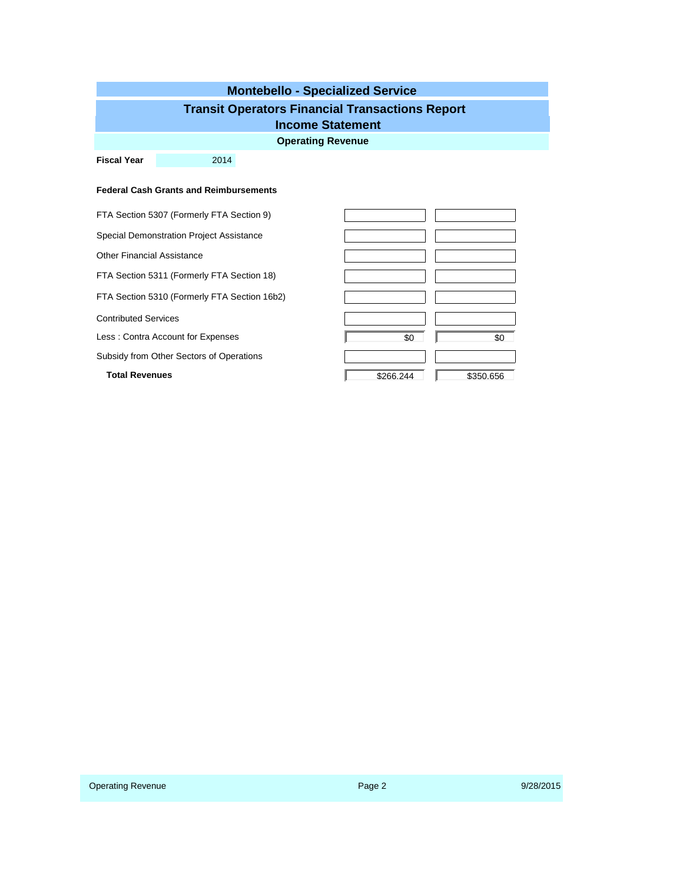# Montebello - Specialized Service

## Transit Operators Financial Transactions Report

## Income Statement

### Operating Revenue

**Fiscal Year** 2014

**Federal Cash Grants and Reimbursements**

| | | |
|---|---|---|
| FTA Section 5307 (Formerly FTA Section 9) | | |
| Special Demonstration Project Assistance | | |
| Other Financial Assistance | | |
| FTA Section 5311 (Formerly FTA Section 18) | | |
| FTA Section 5310 (Formerly FTA Section 16b2) | | |
| Contributed Services | | |
| Less : Contra Account for Expenses | $0 | $0 |
| Subsidy from Other Sectors of Operations | | |
| **Total Revenues** | $266.244 | $350.656 |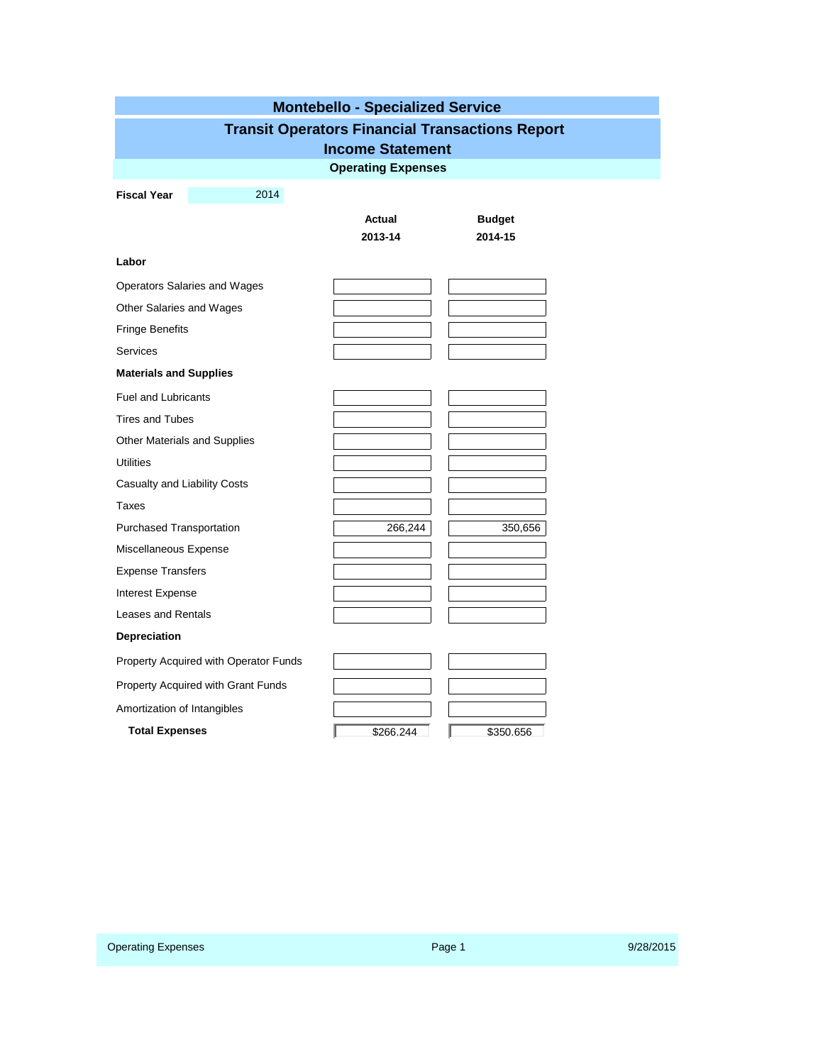# Montebello - Specialized Service

## Transit Operators Financial Transactions Report

## Income Statement

### Operating Expenses

**Fiscal Year** 2014

| | Actual 2013-14 | Budget 2014-15 |
|---|---|---|
| **Labor** | | |
| Operators Salaries and Wages | | |
| Other Salaries and Wages | | |
| Fringe Benefits | | |
| Services | | |
| **Materials and Supplies** | | |
| Fuel and Lubricants | | |
| Tires and Tubes | | |
| Other Materials and Supplies | | |
| Utilities | | |
| Casualty and Liability Costs | | |
| Taxes | | |
| Purchased Transportation | 266,244 | 350,656 |
| Miscellaneous Expense | | |
| Expense Transfers | | |
| Interest Expense | | |
| Leases and Rentals | | |
| **Depreciation** | | |
| Property Acquired with Operator Funds | | |
| Property Acquired with Grant Funds | | |
| Amortization of Intangibles | | |
| **Total Expenses** | $266,244 | $350,656 |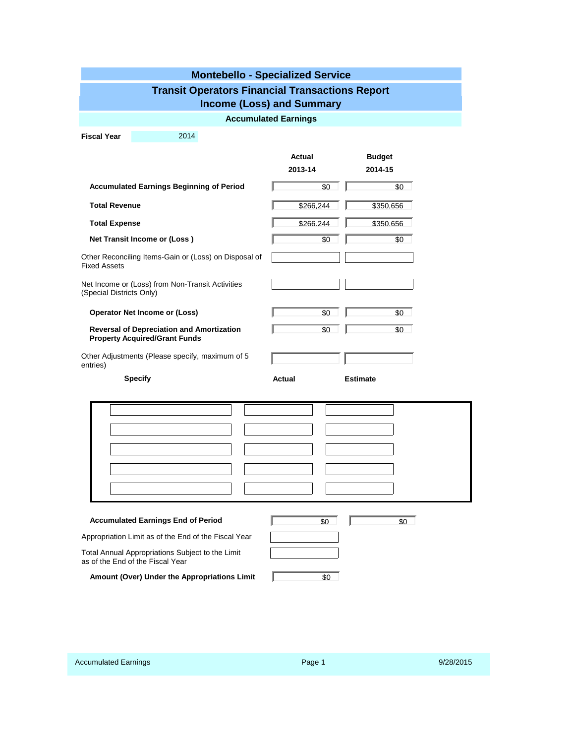# Montebello - Specialized Service

## Transit Operators Financial Transactions Report
## Income (Loss) and Summary

### Accumulated Earnings

**Fiscal Year** 2014

| | Actual 2013-14 | Budget 2014-15 |
|---|---|---|
| **Accumulated Earnings Beginning of Period** | $0 | $0 |
| **Total Revenue** | $266,244 | $350,656 |
| **Total Expense** | $266,244 | $350,656 |
| **Net Transit Income or (Loss )** | $0 | $0 |
| Other Reconciling Items-Gain or (Loss) on Disposal of Fixed Assets | | |
| Net Income or (Loss) from Non-Transit Activities (Special Districts Only) | | |
| **Operator Net Income or (Loss)** | $0 | $0 |
| **Reversal of Depreciation and Amortization Property Acquired/Grant Funds** | $0 | $0 |
| Other Adjustments (Please specify, maximum of 5 entries) | | |

| **Specify** | **Actual** | **Estimate** |
|---|---|---|
| | | |
| | | |
| | | |
| | | |
| | | |

| | | |
|---|---|---|
| **Accumulated Earnings End of Period** | $0 | $0 |
| Appropriation Limit as of the End of the Fiscal Year | | |
| Total Annual Appropriations Subject to the Limit as of the End of the Fiscal Year | | |
| **Amount (Over) Under the Appropriations Limit** | $0 | |

Accumulated Earnings 9/28/2015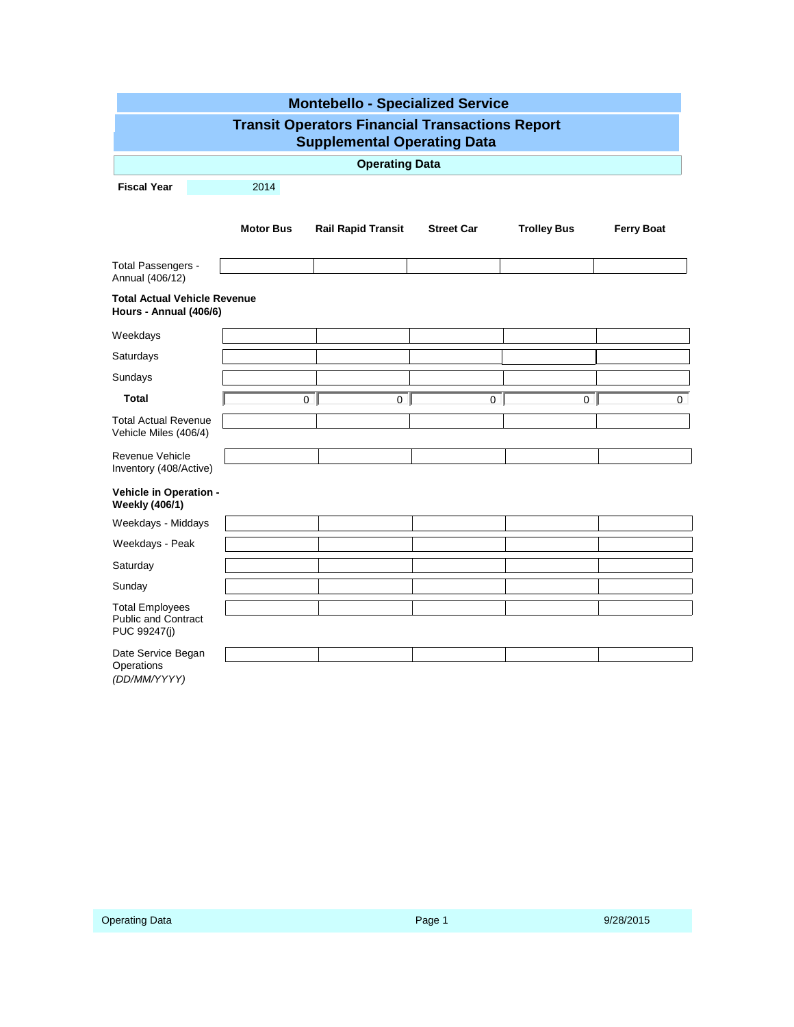# Montebello - Specialized Service

## Transit Operators Financial Transactions Report
## Supplemental Operating Data

### Operating Data

**Fiscal Year** 2014

| | Motor Bus | Rail Rapid Transit | Street Car | Trolley Bus | Ferry Boat |
|---|---|---|---|---|---|
| Total Passengers - Annual (406/12) | | | | | |
| **Total Actual Vehicle Revenue Hours - Annual (406/6)** | | | | | |
| Weekdays | | | | | |
| Saturdays | | | | | |
| Sundays | | | | | |
| **Total** | 0 | 0 | 0 | 0 | 0 |
| Total Actual Revenue Vehicle Miles (406/4) | | | | | |
| Revenue Vehicle Inventory (408/Active) | | | | | |
| **Vehicle in Operation - Weekly (406/1)** | | | | | |
| Weekdays - Middays | | | | | |
| Weekdays - Peak | | | | | |
| Saturday | | | | | |
| Sunday | | | | | |
| Total Employees Public and Contract PUC 99247(j) | | | | | |
| Date Service Began Operations *(DD/MM/YYYY)* | | | | | |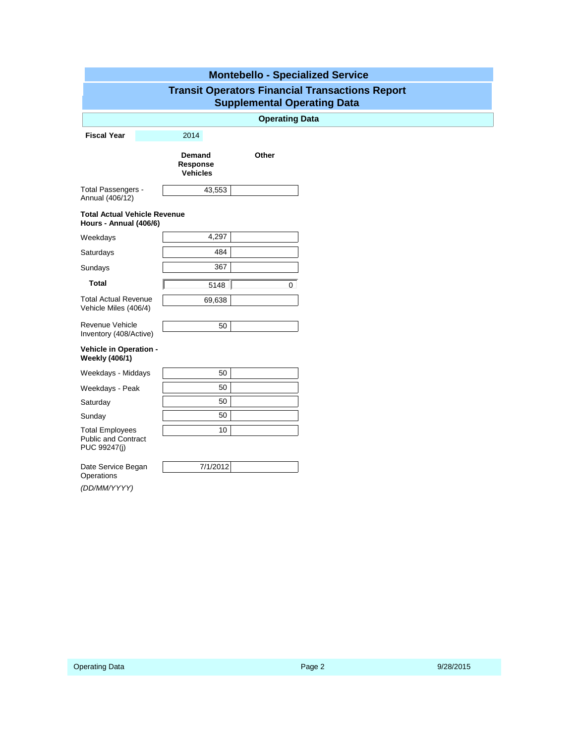# Montebello - Specialized Service

## Transit Operators Financial Transactions Report
## Supplemental Operating Data

### Operating Data

**Fiscal Year** 2014

| | Demand Response Vehicles | Other |
|---|---|---|
| Total Passengers - Annual (406/12) | 43,553 | |
| **Total Actual Vehicle Revenue Hours - Annual (406/6)** | | |
| Weekdays | 4,297 | |
| Saturdays | 484 | |
| Sundays | 367 | |
| **Total** | 5148 | 0 |
| Total Actual Revenue Vehicle Miles (406/4) | 69,638 | |
| Revenue Vehicle Inventory (408/Active) | 50 | |
| **Vehicle in Operation - Weekly (406/1)** | | |
| Weekdays - Middays | 50 | |
| Weekdays - Peak | 50 | |
| Saturday | 50 | |
| Sunday | 50 | |
| Total Employees Public and Contract PUC 99247(j) | 10 | |
| Date Service Began Operations *(DD/MM/YYYY)* | 7/1/2012 | |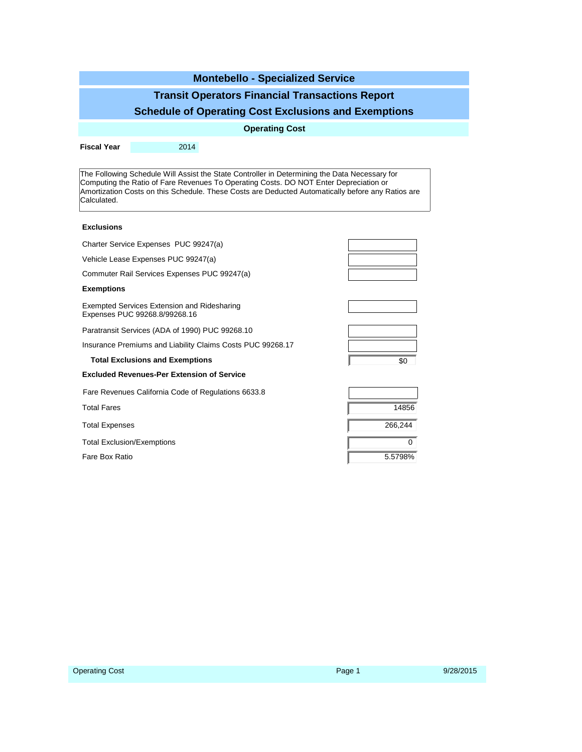# Montebello - Specialized Service

## Transit Operators Financial Transactions Report

## Schedule of Operating Cost Exclusions and Exemptions

### Operating Cost

**Fiscal Year** 2014

The Following Schedule Will Assist the State Controller in Determining the Data Necessary for Computing the Ratio of Fare Revenues To Operating Costs. DO NOT Enter Depreciation or Amortization Costs on this Schedule. These Costs are Deducted Automatically before any Ratios are Calculated.

| | |
|---|---|
| **Exclusions** | |
| Charter Service Expenses PUC 99247(a) | |
| Vehicle Lease Expenses PUC 99247(a) | |
| Commuter Rail Services Expenses PUC 99247(a) | |
| **Exemptions** | |
| Exempted Services Extension and Ridesharing Expenses PUC 99268.8/99268.16 | |
| Paratransit Services (ADA of 1990) PUC 99268.10 | |
| Insurance Premiums and Liability Claims Costs PUC 99268.17 | |
| **Total Exclusions and Exemptions** | $0 |
| **Excluded Revenues-Per Extension of Service** | |
| Fare Revenues California Code of Regulations 6633.8 | |
| Total Fares | 14856 |
| Total Expenses | 266,244 |
| Total Exclusion/Exemptions | 0 |
| Fare Box Ratio | 5.5798% |

Operating Cost 9/28/2015